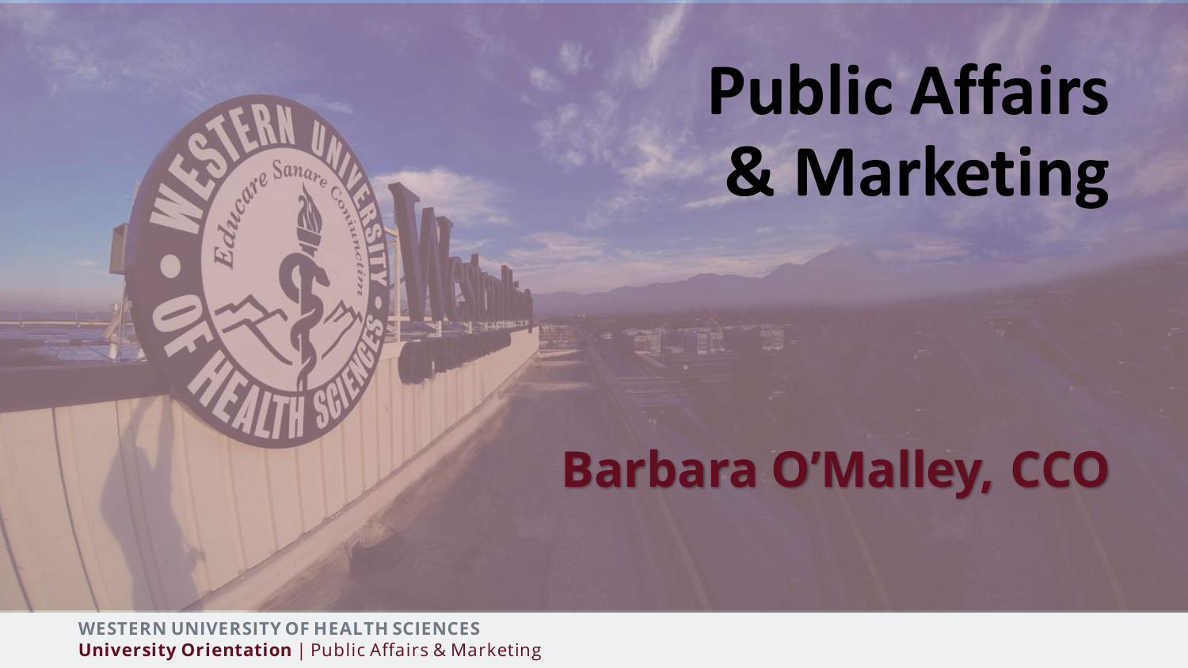# Public Affairs & Marketing

## Barbara O'Malley, CCO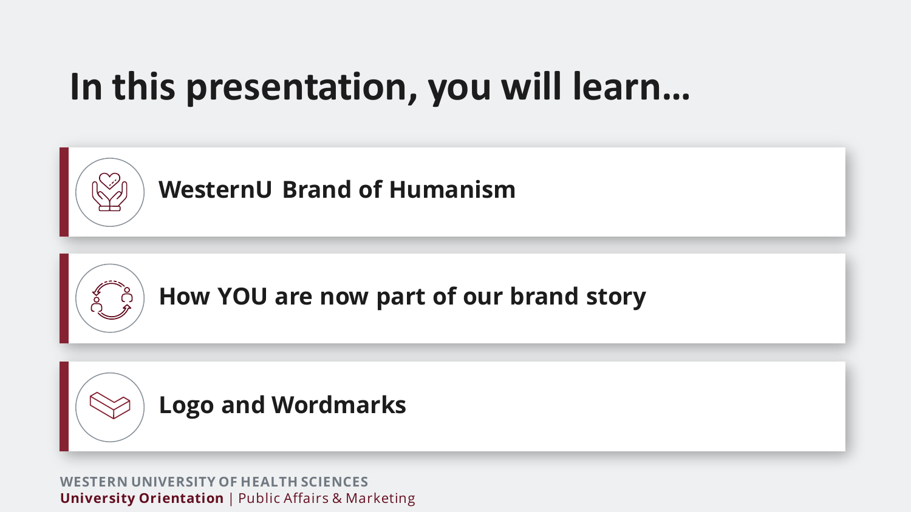# In this presentation, you will learn…

- **WesternU Brand of Humanism**
- **How YOU are now part of our brand story**
- **Logo and Wordmarks**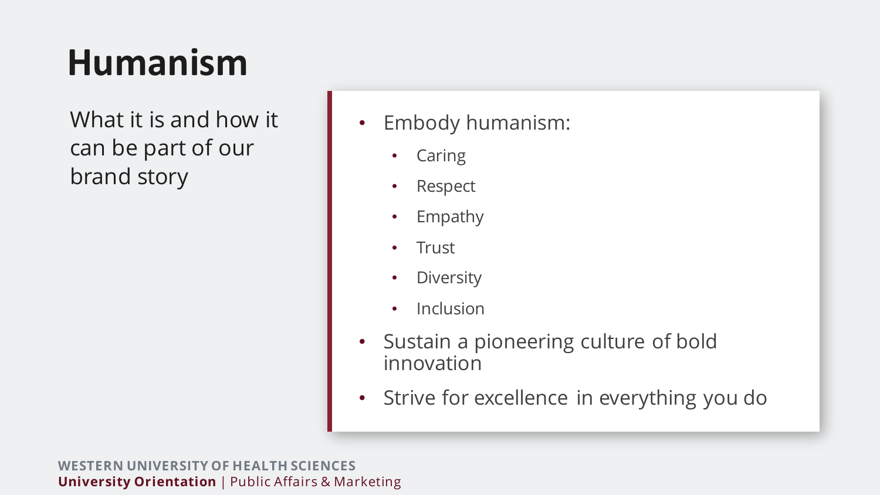# Humanism

What it is and how it can be part of our brand story

- Embody humanism:
  - Caring
  - Respect
  - Empathy
  - Trust
  - Diversity
  - Inclusion
- Sustain a pioneering culture of bold innovation
- Strive for excellence in everything you do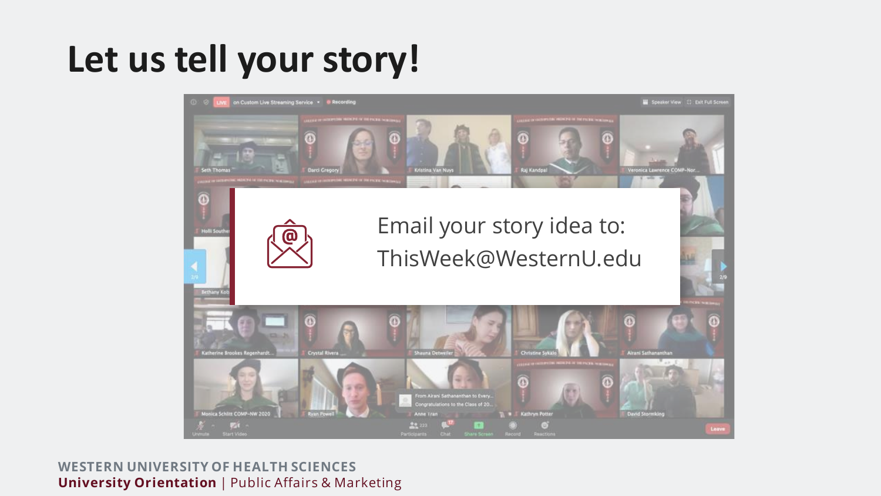# Let us tell your story!

Email your story idea to:
ThisWeek@WesternU.edu

WESTERN UNIVERSITY OF HEALTH SCIENCES
**University Orientation** | Public Affairs & Marketing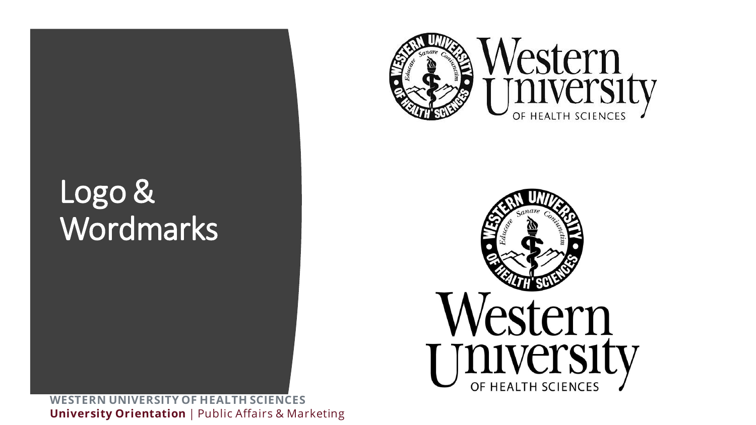# Logo & Wordmarks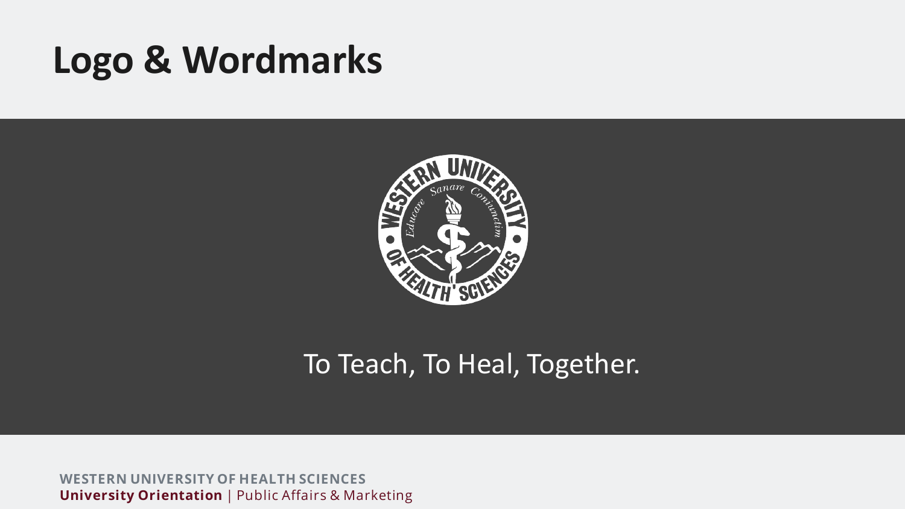# Logo & Wordmarks

To Teach, To Heal, Together.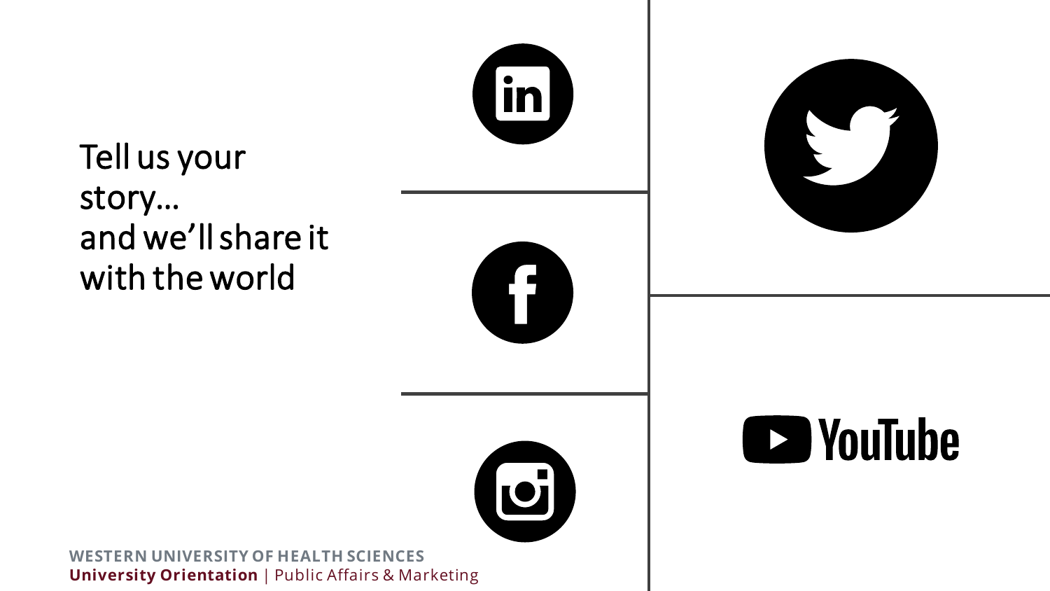Tell us your story…
and we'll share it with the world

YouTube

**WESTERN UNIVERSITY OF HEALTH SCIENCES**
**University Orientation** | Public Affairs & Marketing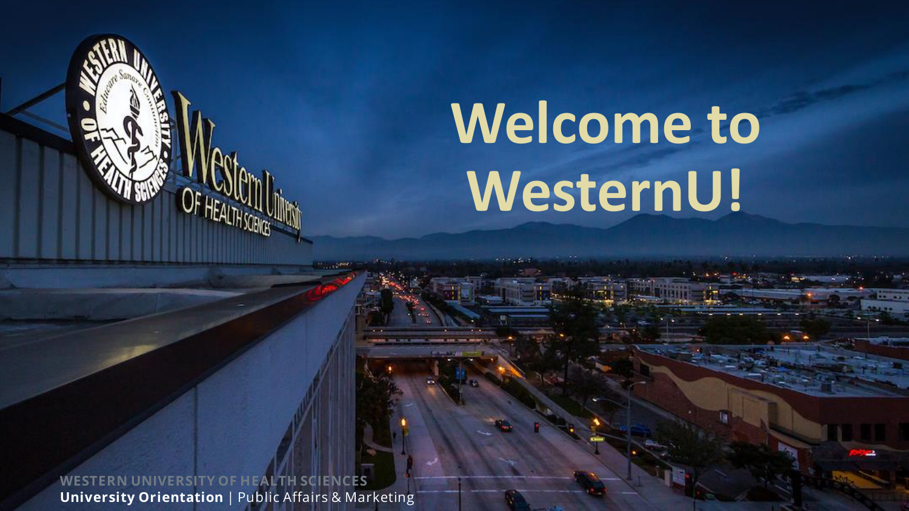# Welcome to WesternU!

WESTERN UNIVERSITY OF HEALTH SCIENCES
**University Orientation** | Public Affairs & Marketing